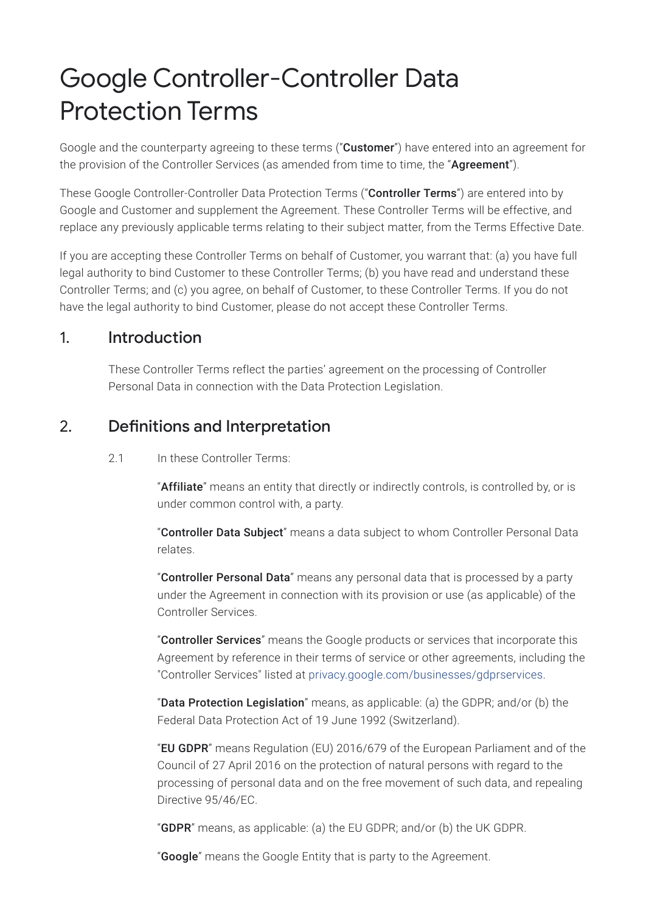# Google Controller-Controller Data Protection Terms

Google and the counterparty agreeing to these terms ("**Customer**") have entered into an agreement for the provision of the Controller Services (as amended from time to time, the "**Agreement**").

These Google Controller-Controller Data Protection Terms ("**Controller Terms**") are entered into by Google and Customer and supplement the Agreement. These Controller Terms will be effective, and replace any previously applicable terms relating to their subject matter, from the Terms Effective Date.

If you are accepting these Controller Terms on behalf of Customer, you warrant that: (a) you have full legal authority to bind Customer to these Controller Terms; (b) you have read and understand these Controller Terms; and (c) you agree, on behalf of Customer, to these Controller Terms. If you do not have the legal authority to bind Customer, please do not accept these Controller Terms.

## 1. Introduction

These Controller Terms reflect the parties' agreement on the processing of Controller Personal Data in connection with the Data Protection Legislation.

## 2. Definitions and Interpretation

2.1 In these Controller Terms:

"**Affiliate**" means an entity that directly or indirectly controls, is controlled by, or is under common control with, a party.

"**Controller Data Subject**" means a data subject to whom Controller Personal Data relates.

"**Controller Personal Data**" means any personal data that is processed by a party under the Agreement in connection with its provision or use (as applicable) of the Controller Services.

"**Controller Services**" means the Google products or services that incorporate this Agreement by reference in their terms of service or other agreements, including the "Controller Services" listed at privacy.google.com/businesses/gdprservices.

"**Data Protection Legislation**" means, as applicable: (a) the GDPR; and/or (b) the Federal Data Protection Act of 19 June 1992 (Switzerland).

"**EU GDPR**" means Regulation (EU) 2016/679 of the European Parliament and of the Council of 27 April 2016 on the protection of natural persons with regard to the processing of personal data and on the free movement of such data, and repealing Directive 95/46/EC.

"**GDPR**" means, as applicable: (a) the EU GDPR; and/or (b) the UK GDPR.

"**Google**" means the Google Entity that is party to the Agreement.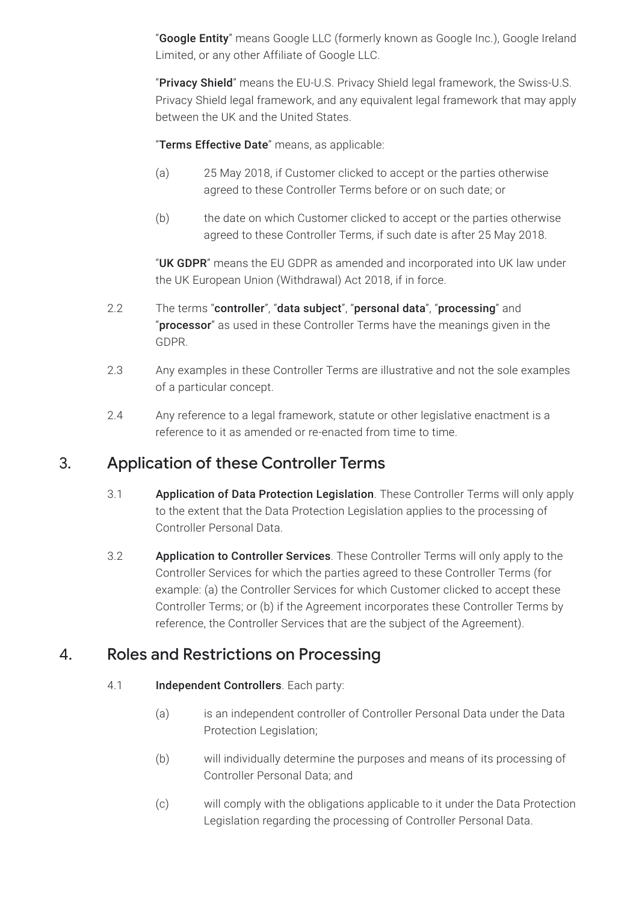"**Google Entity**" means Google LLC (formerly known as Google Inc.), Google Ireland Limited, or any other Affiliate of Google LLC.

"**Privacy Shield**" means the EU-U.S. Privacy Shield legal framework, the Swiss-U.S. Privacy Shield legal framework, and any equivalent legal framework that may apply between the UK and the United States.

"**Terms Effective Date**" means, as applicable:

(a) 25 May 2018, if Customer clicked to accept or the parties otherwise agreed to these Controller Terms before or on such date; or

(b) the date on which Customer clicked to accept or the parties otherwise agreed to these Controller Terms, if such date is after 25 May 2018.

"**UK GDPR**" means the EU GDPR as amended and incorporated into UK law under the UK European Union (Withdrawal) Act 2018, if in force.

2.2 The terms "**controller**", "**data subject**", "**personal data**", "**processing**" and "**processor**" as used in these Controller Terms have the meanings given in the GDPR.

2.3 Any examples in these Controller Terms are illustrative and not the sole examples of a particular concept.

2.4 Any reference to a legal framework, statute or other legislative enactment is a reference to it as amended or re-enacted from time to time.

## 3. Application of these Controller Terms

3.1 **Application of Data Protection Legislation**. These Controller Terms will only apply to the extent that the Data Protection Legislation applies to the processing of Controller Personal Data.

3.2 **Application to Controller Services**. These Controller Terms will only apply to the Controller Services for which the parties agreed to these Controller Terms (for example: (a) the Controller Services for which Customer clicked to accept these Controller Terms; or (b) if the Agreement incorporates these Controller Terms by reference, the Controller Services that are the subject of the Agreement).

## 4. Roles and Restrictions on Processing

4.1 **Independent Controllers**. Each party:

(a) is an independent controller of Controller Personal Data under the Data Protection Legislation;

(b) will individually determine the purposes and means of its processing of Controller Personal Data; and

(c) will comply with the obligations applicable to it under the Data Protection Legislation regarding the processing of Controller Personal Data.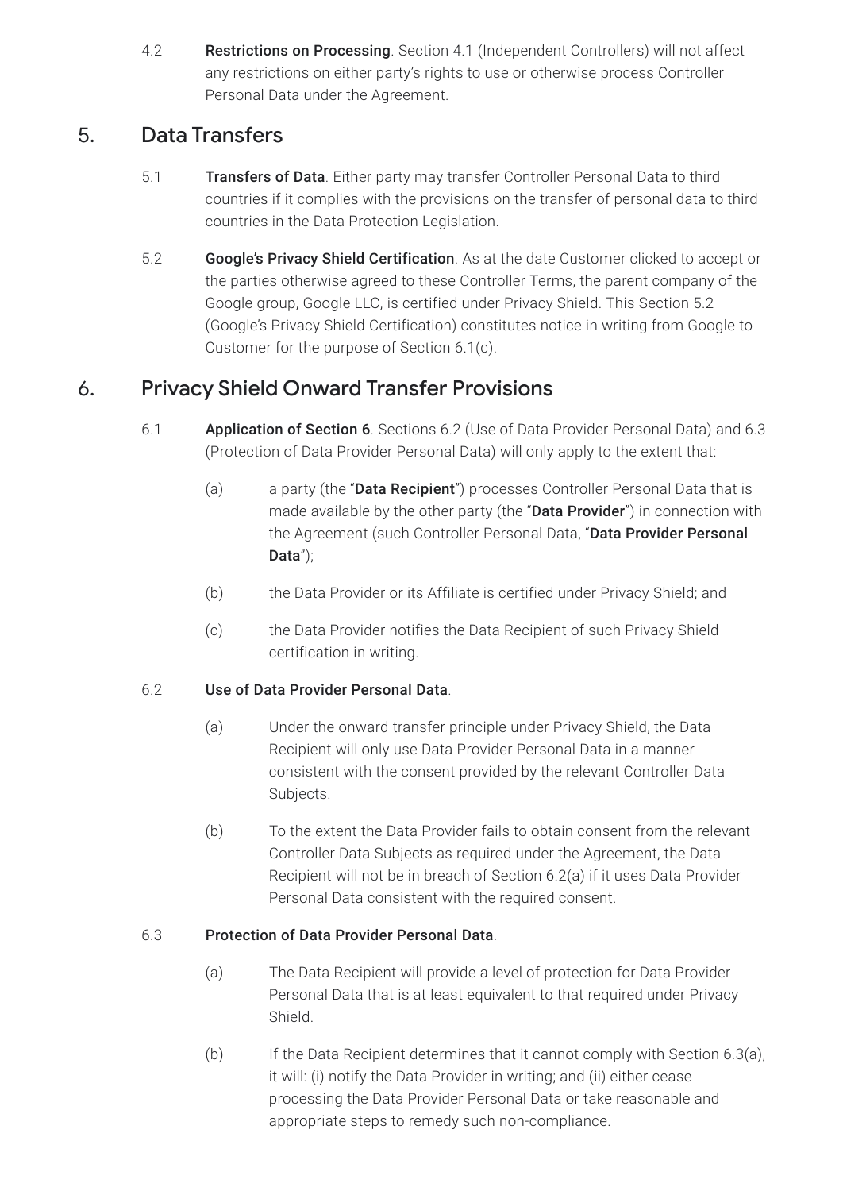4.2 **Restrictions on Processing**. Section 4.1 (Independent Controllers) will not affect any restrictions on either party's rights to use or otherwise process Controller Personal Data under the Agreement.

## 5. Data Transfers

5.1 **Transfers of Data**. Either party may transfer Controller Personal Data to third countries if it complies with the provisions on the transfer of personal data to third countries in the Data Protection Legislation.

5.2 **Google's Privacy Shield Certification**. As at the date Customer clicked to accept or the parties otherwise agreed to these Controller Terms, the parent company of the Google group, Google LLC, is certified under Privacy Shield. This Section 5.2 (Google's Privacy Shield Certification) constitutes notice in writing from Google to Customer for the purpose of Section 6.1(c).

## 6. Privacy Shield Onward Transfer Provisions

6.1 **Application of Section 6**. Sections 6.2 (Use of Data Provider Personal Data) and 6.3 (Protection of Data Provider Personal Data) will only apply to the extent that:

(a) a party (the "**Data Recipient**") processes Controller Personal Data that is made available by the other party (the "**Data Provider**") in connection with the Agreement (such Controller Personal Data, "**Data Provider Personal Data**");

(b) the Data Provider or its Affiliate is certified under Privacy Shield; and

(c) the Data Provider notifies the Data Recipient of such Privacy Shield certification in writing.

6.2 **Use of Data Provider Personal Data**.

(a) Under the onward transfer principle under Privacy Shield, the Data Recipient will only use Data Provider Personal Data in a manner consistent with the consent provided by the relevant Controller Data Subjects.

(b) To the extent the Data Provider fails to obtain consent from the relevant Controller Data Subjects as required under the Agreement, the Data Recipient will not be in breach of Section 6.2(a) if it uses Data Provider Personal Data consistent with the required consent.

6.3 **Protection of Data Provider Personal Data**.

(a) The Data Recipient will provide a level of protection for Data Provider Personal Data that is at least equivalent to that required under Privacy Shield.

(b) If the Data Recipient determines that it cannot comply with Section 6.3(a), it will: (i) notify the Data Provider in writing; and (ii) either cease processing the Data Provider Personal Data or take reasonable and appropriate steps to remedy such non-compliance.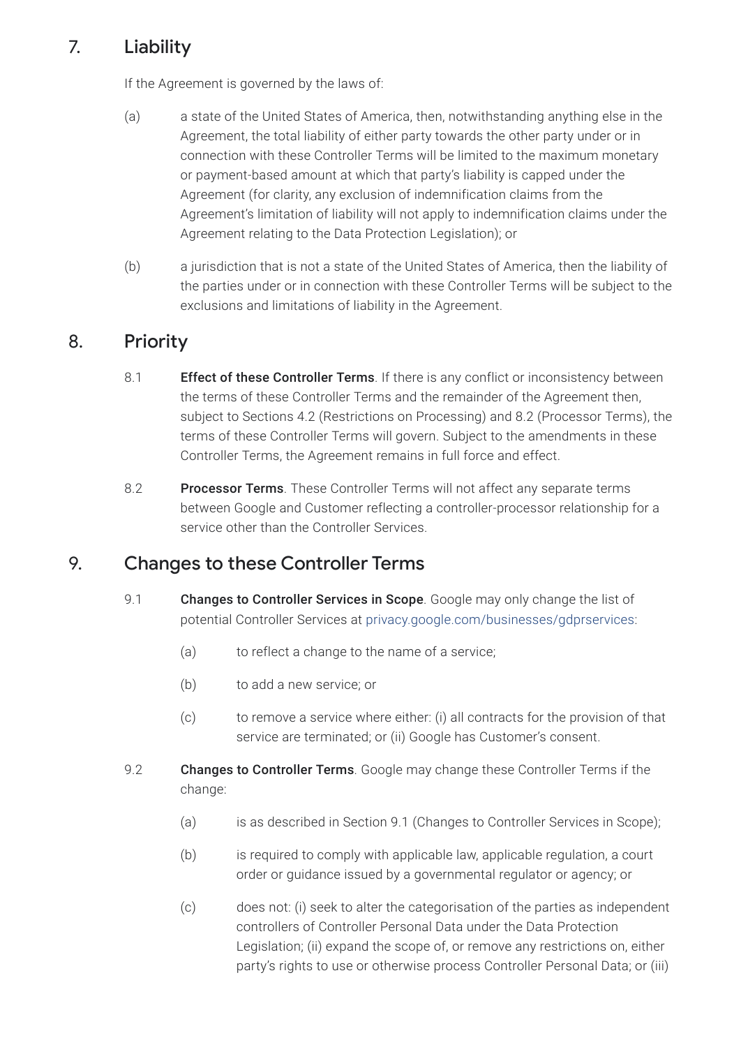## 7. Liability

If the Agreement is governed by the laws of:

(a) a state of the United States of America, then, notwithstanding anything else in the Agreement, the total liability of either party towards the other party under or in connection with these Controller Terms will be limited to the maximum monetary or payment-based amount at which that party's liability is capped under the Agreement (for clarity, any exclusion of indemnification claims from the Agreement's limitation of liability will not apply to indemnification claims under the Agreement relating to the Data Protection Legislation); or

(b) a jurisdiction that is not a state of the United States of America, then the liability of the parties under or in connection with these Controller Terms will be subject to the exclusions and limitations of liability in the Agreement.

## 8. Priority

8.1 **Effect of these Controller Terms**. If there is any conflict or inconsistency between the terms of these Controller Terms and the remainder of the Agreement then, subject to Sections 4.2 (Restrictions on Processing) and 8.2 (Processor Terms), the terms of these Controller Terms will govern. Subject to the amendments in these Controller Terms, the Agreement remains in full force and effect.

8.2 **Processor Terms**. These Controller Terms will not affect any separate terms between Google and Customer reflecting a controller-processor relationship for a service other than the Controller Services.

## 9. Changes to these Controller Terms

9.1 **Changes to Controller Services in Scope**. Google may only change the list of potential Controller Services at privacy.google.com/businesses/gdprservices:

(a) to reflect a change to the name of a service;

(b) to add a new service; or

(c) to remove a service where either: (i) all contracts for the provision of that service are terminated; or (ii) Google has Customer's consent.

9.2 **Changes to Controller Terms**. Google may change these Controller Terms if the change:

(a) is as described in Section 9.1 (Changes to Controller Services in Scope);

(b) is required to comply with applicable law, applicable regulation, a court order or guidance issued by a governmental regulator or agency; or

(c) does not: (i) seek to alter the categorisation of the parties as independent controllers of Controller Personal Data under the Data Protection Legislation; (ii) expand the scope of, or remove any restrictions on, either party's rights to use or otherwise process Controller Personal Data; or (iii)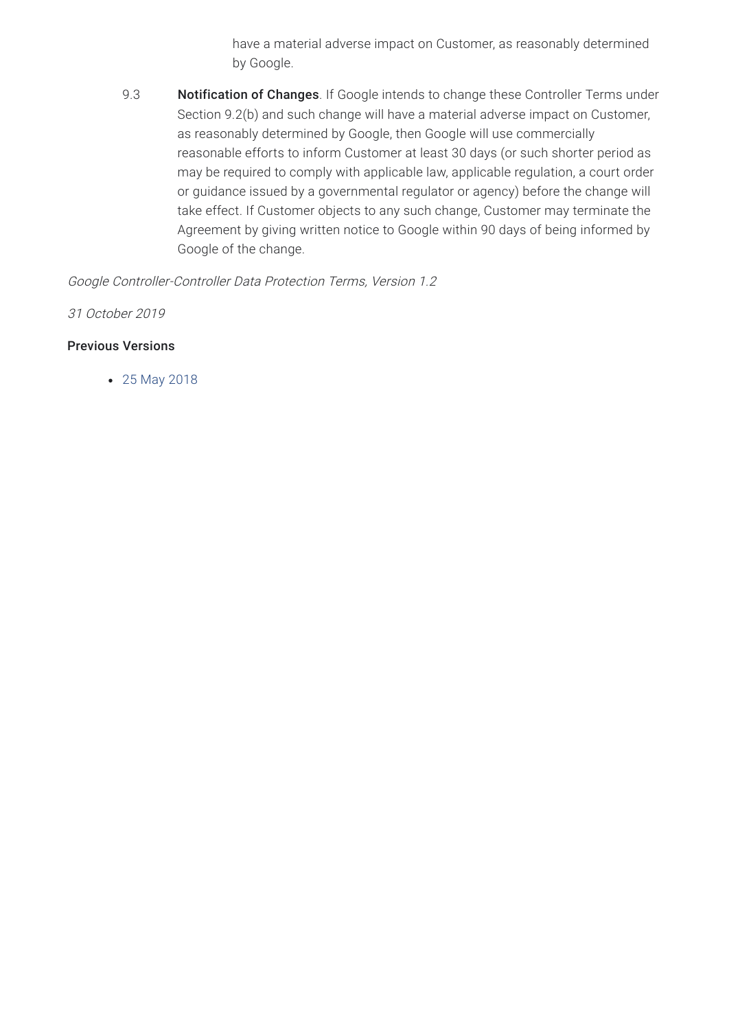have a material adverse impact on Customer, as reasonably determined by Google.

9.3 **Notification of Changes**. If Google intends to change these Controller Terms under Section 9.2(b) and such change will have a material adverse impact on Customer, as reasonably determined by Google, then Google will use commercially reasonable efforts to inform Customer at least 30 days (or such shorter period as may be required to comply with applicable law, applicable regulation, a court order or guidance issued by a governmental regulator or agency) before the change will take effect. If Customer objects to any such change, Customer may terminate the Agreement by giving written notice to Google within 90 days of being informed by Google of the change.

*Google Controller-Controller Data Protection Terms, Version 1.2*

*31 October 2019*

**Previous Versions**

- 25 May 2018